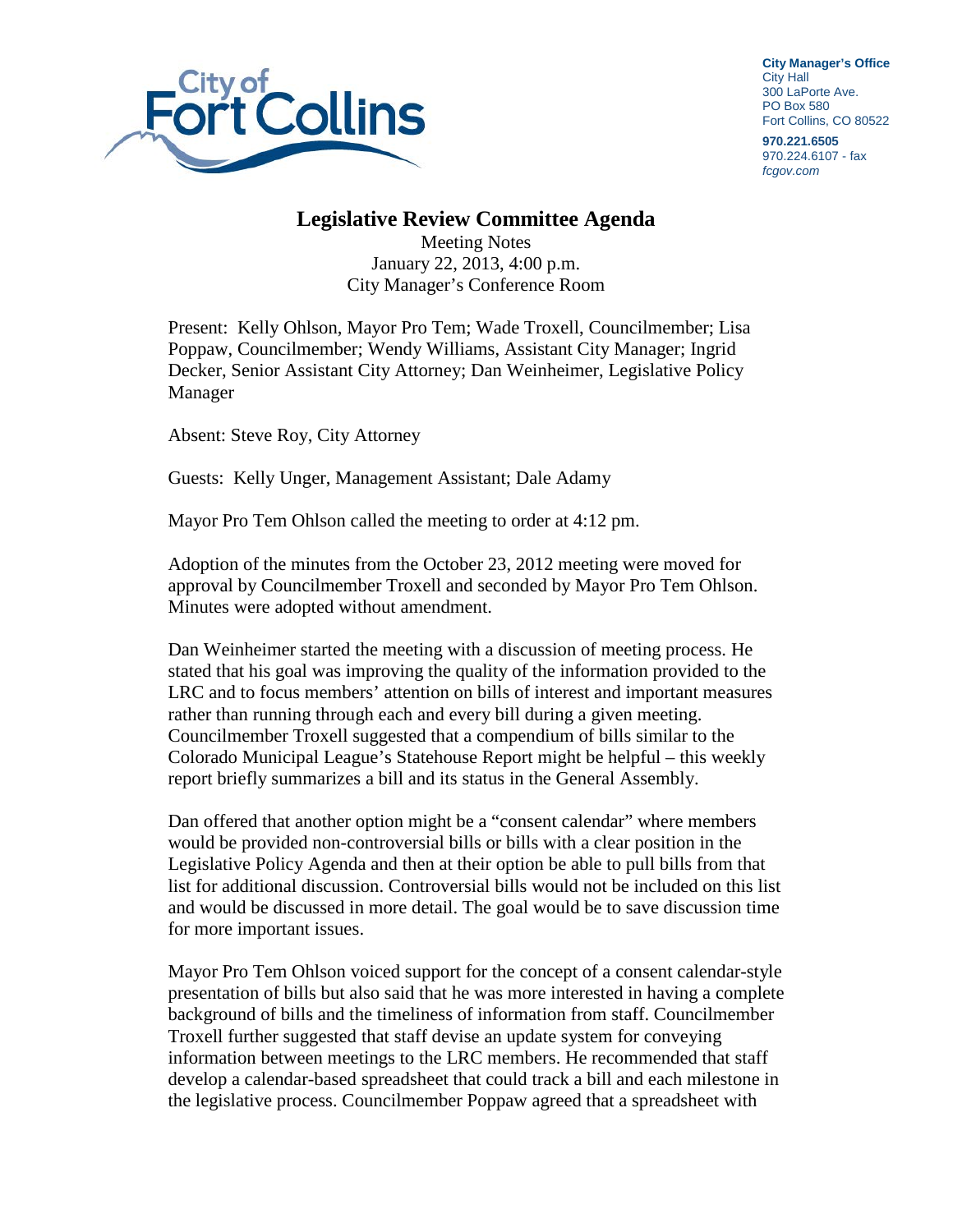**City Manager's Office**
City Hall
300 LaPorte Ave.
PO Box 580
Fort Collins, CO 80522

**970.221.6505**
970.224.6107 - fax
*fcgov.com*

# Legislative Review Committee Agenda

Meeting Notes
January 22, 2013, 4:00 p.m.
City Manager's Conference Room

Present: Kelly Ohlson, Mayor Pro Tem; Wade Troxell, Councilmember; Lisa Poppaw, Councilmember; Wendy Williams, Assistant City Manager; Ingrid Decker, Senior Assistant City Attorney; Dan Weinheimer, Legislative Policy Manager

Absent: Steve Roy, City Attorney

Guests: Kelly Unger, Management Assistant; Dale Adamy

Mayor Pro Tem Ohlson called the meeting to order at 4:12 pm.

Adoption of the minutes from the October 23, 2012 meeting were moved for approval by Councilmember Troxell and seconded by Mayor Pro Tem Ohlson. Minutes were adopted without amendment.

Dan Weinheimer started the meeting with a discussion of meeting process. He stated that his goal was improving the quality of the information provided to the LRC and to focus members' attention on bills of interest and important measures rather than running through each and every bill during a given meeting. Councilmember Troxell suggested that a compendium of bills similar to the Colorado Municipal League's Statehouse Report might be helpful – this weekly report briefly summarizes a bill and its status in the General Assembly.

Dan offered that another option might be a "consent calendar" where members would be provided non-controversial bills or bills with a clear position in the Legislative Policy Agenda and then at their option be able to pull bills from that list for additional discussion. Controversial bills would not be included on this list and would be discussed in more detail. The goal would be to save discussion time for more important issues.

Mayor Pro Tem Ohlson voiced support for the concept of a consent calendar-style presentation of bills but also said that he was more interested in having a complete background of bills and the timeliness of information from staff. Councilmember Troxell further suggested that staff devise an update system for conveying information between meetings to the LRC members. He recommended that staff develop a calendar-based spreadsheet that could track a bill and each milestone in the legislative process. Councilmember Poppaw agreed that a spreadsheet with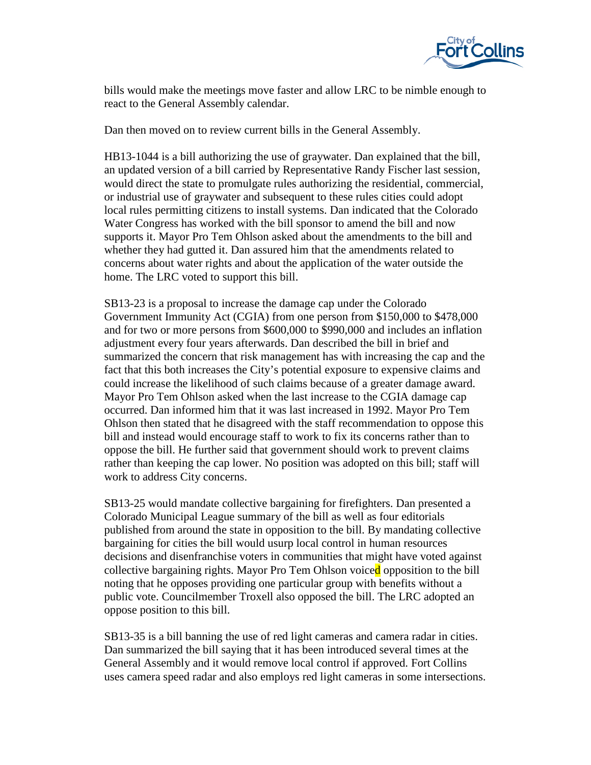bills would make the meetings move faster and allow LRC to be nimble enough to react to the General Assembly calendar.

Dan then moved on to review current bills in the General Assembly.

HB13-1044 is a bill authorizing the use of graywater. Dan explained that the bill, an updated version of a bill carried by Representative Randy Fischer last session, would direct the state to promulgate rules authorizing the residential, commercial, or industrial use of graywater and subsequent to these rules cities could adopt local rules permitting citizens to install systems. Dan indicated that the Colorado Water Congress has worked with the bill sponsor to amend the bill and now supports it. Mayor Pro Tem Ohlson asked about the amendments to the bill and whether they had gutted it. Dan assured him that the amendments related to concerns about water rights and about the application of the water outside the home. The LRC voted to support this bill.

SB13-23 is a proposal to increase the damage cap under the Colorado Government Immunity Act (CGIA) from one person from $150,000 to $478,000 and for two or more persons from $600,000 to $990,000 and includes an inflation adjustment every four years afterwards. Dan described the bill in brief and summarized the concern that risk management has with increasing the cap and the fact that this both increases the City's potential exposure to expensive claims and could increase the likelihood of such claims because of a greater damage award. Mayor Pro Tem Ohlson asked when the last increase to the CGIA damage cap occurred. Dan informed him that it was last increased in 1992. Mayor Pro Tem Ohlson then stated that he disagreed with the staff recommendation to oppose this bill and instead would encourage staff to work to fix its concerns rather than to oppose the bill. He further said that government should work to prevent claims rather than keeping the cap lower. No position was adopted on this bill; staff will work to address City concerns.

SB13-25 would mandate collective bargaining for firefighters. Dan presented a Colorado Municipal League summary of the bill as well as four editorials published from around the state in opposition to the bill. By mandating collective bargaining for cities the bill would usurp local control in human resources decisions and disenfranchise voters in communities that might have voted against collective bargaining rights. Mayor Pro Tem Ohlson voiced opposition to the bill noting that he opposes providing one particular group with benefits without a public vote. Councilmember Troxell also opposed the bill. The LRC adopted an oppose position to this bill.

SB13-35 is a bill banning the use of red light cameras and camera radar in cities. Dan summarized the bill saying that it has been introduced several times at the General Assembly and it would remove local control if approved. Fort Collins uses camera speed radar and also employs red light cameras in some intersections.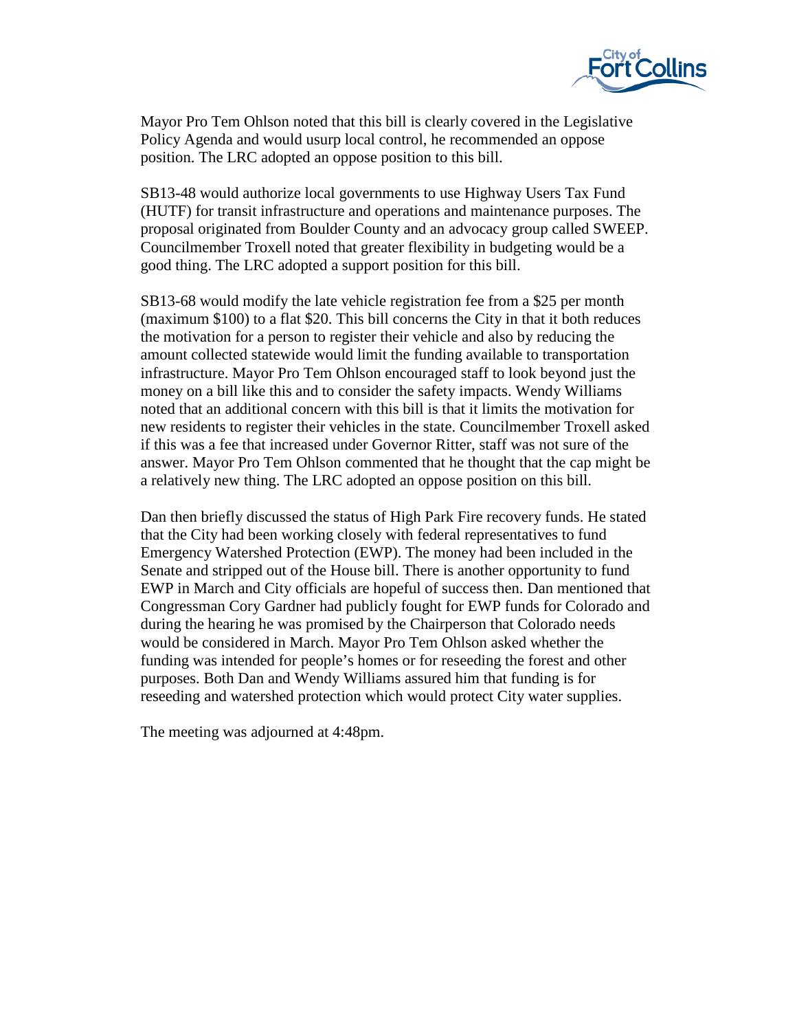Mayor Pro Tem Ohlson noted that this bill is clearly covered in the Legislative Policy Agenda and would usurp local control, he recommended an oppose position. The LRC adopted an oppose position to this bill.

SB13-48 would authorize local governments to use Highway Users Tax Fund (HUTF) for transit infrastructure and operations and maintenance purposes. The proposal originated from Boulder County and an advocacy group called SWEEP. Councilmember Troxell noted that greater flexibility in budgeting would be a good thing. The LRC adopted a support position for this bill.

SB13-68 would modify the late vehicle registration fee from a $25 per month (maximum $100) to a flat $20. This bill concerns the City in that it both reduces the motivation for a person to register their vehicle and also by reducing the amount collected statewide would limit the funding available to transportation infrastructure. Mayor Pro Tem Ohlson encouraged staff to look beyond just the money on a bill like this and to consider the safety impacts. Wendy Williams noted that an additional concern with this bill is that it limits the motivation for new residents to register their vehicles in the state. Councilmember Troxell asked if this was a fee that increased under Governor Ritter, staff was not sure of the answer. Mayor Pro Tem Ohlson commented that he thought that the cap might be a relatively new thing. The LRC adopted an oppose position on this bill.

Dan then briefly discussed the status of High Park Fire recovery funds. He stated that the City had been working closely with federal representatives to fund Emergency Watershed Protection (EWP). The money had been included in the Senate and stripped out of the House bill. There is another opportunity to fund EWP in March and City officials are hopeful of success then. Dan mentioned that Congressman Cory Gardner had publicly fought for EWP funds for Colorado and during the hearing he was promised by the Chairperson that Colorado needs would be considered in March. Mayor Pro Tem Ohlson asked whether the funding was intended for people's homes or for reseeding the forest and other purposes. Both Dan and Wendy Williams assured him that funding is for reseeding and watershed protection which would protect City water supplies.

The meeting was adjourned at 4:48pm.